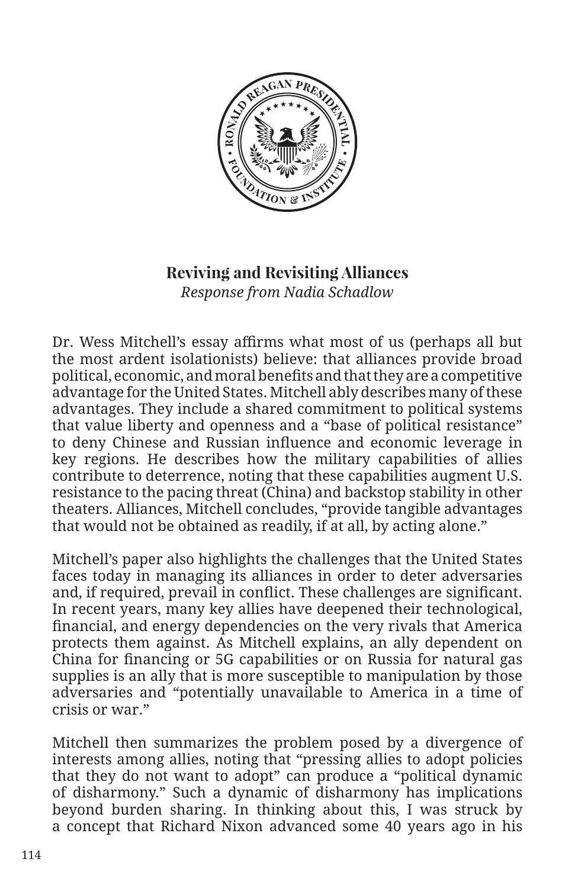## Reviving and Revisiting Alliances

*Response from Nadia Schadlow*

Dr. Wess Mitchell's essay affirms what most of us (perhaps all but the most ardent isolationists) believe: that alliances provide broad political, economic, and moral benefits and that they are a competitive advantage for the United States. Mitchell ably describes many of these advantages. They include a shared commitment to political systems that value liberty and openness and a "base of political resistance" to deny Chinese and Russian influence and economic leverage in key regions. He describes how the military capabilities of allies contribute to deterrence, noting that these capabilities augment U.S. resistance to the pacing threat (China) and backstop stability in other theaters. Alliances, Mitchell concludes, "provide tangible advantages that would not be obtained as readily, if at all, by acting alone."

Mitchell's paper also highlights the challenges that the United States faces today in managing its alliances in order to deter adversaries and, if required, prevail in conflict. These challenges are significant. In recent years, many key allies have deepened their technological, financial, and energy dependencies on the very rivals that America protects them against. As Mitchell explains, an ally dependent on China for financing or 5G capabilities or on Russia for natural gas supplies is an ally that is more susceptible to manipulation by those adversaries and "potentially unavailable to America in a time of crisis or war."

Mitchell then summarizes the problem posed by a divergence of interests among allies, noting that "pressing allies to adopt policies that they do not want to adopt" can produce a "political dynamic of disharmony." Such a dynamic of disharmony has implications beyond burden sharing. In thinking about this, I was struck by a concept that Richard Nixon advanced some 40 years ago in his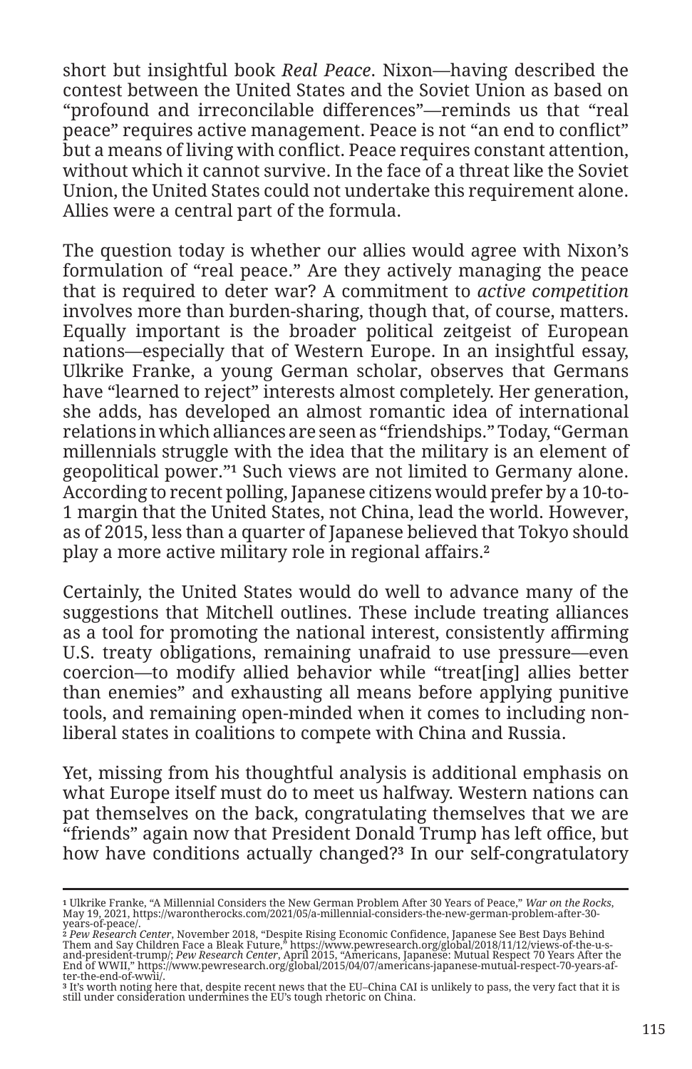short but insightful book *Real Peace*. Nixon—having described the contest between the United States and the Soviet Union as based on "profound and irreconcilable differences"—reminds us that "real peace" requires active management. Peace is not "an end to conflict" but a means of living with conflict. Peace requires constant attention, without which it cannot survive. In the face of a threat like the Soviet Union, the United States could not undertake this requirement alone. Allies were a central part of the formula.

The question today is whether our allies would agree with Nixon's formulation of "real peace." Are they actively managing the peace that is required to deter war? A commitment to *active competition* involves more than burden-sharing, though that, of course, matters. Equally important is the broader political zeitgeist of European nations—especially that of Western Europe. In an insightful essay, Ulkrike Franke, a young German scholar, observes that Germans have "learned to reject" interests almost completely. Her generation, she adds, has developed an almost romantic idea of international relations in which alliances are seen as "friendships." Today, "German millennials struggle with the idea that the military is an element of geopolitical power."[1] Such views are not limited to Germany alone. According to recent polling, Japanese citizens would prefer by a 10-to-1 margin that the United States, not China, lead the world. However, as of 2015, less than a quarter of Japanese believed that Tokyo should play a more active military role in regional affairs.[2]

Certainly, the United States would do well to advance many of the suggestions that Mitchell outlines. These include treating alliances as a tool for promoting the national interest, consistently affirming U.S. treaty obligations, remaining unafraid to use pressure—even coercion—to modify allied behavior while "treat[ing] allies better than enemies" and exhausting all means before applying punitive tools, and remaining open-minded when it comes to including non-liberal states in coalitions to compete with China and Russia.

Yet, missing from his thoughtful analysis is additional emphasis on what Europe itself must do to meet us halfway. Western nations can pat themselves on the back, congratulating themselves that we are "friends" again now that President Donald Trump has left office, but how have conditions actually changed?[3] In our self-congratulatory

---

[1] Ulkrike Franke, "A Millennial Considers the New German Problem After 30 Years of Peace," *War on the Rocks*, May 19, 2021, https://warontherocks.com/2021/05/a-millennial-considers-the-new-german-problem-after-30-years-of-peace/.

[2] *Pew Research Center*, November 2018, "Despite Rising Economic Confidence, Japanese See Best Days Behind Them and Say Children Face a Bleak Future," https://www.pewresearch.org/global/2018/11/12/views-of-the-u-s-and-president-trump/; *Pew Research Center*, April 2015, "Americans, Japanese: Mutual Respect 70 Years After the End of WWII," https://www.pewresearch.org/global/2015/04/07/americans-japanese-mutual-respect-70-years-after-the-end-of-wwii/.

[3] It's worth noting here that, despite recent news that the EU–China CAI is unlikely to pass, the very fact that it is still under consideration undermines the EU's tough rhetoric on China.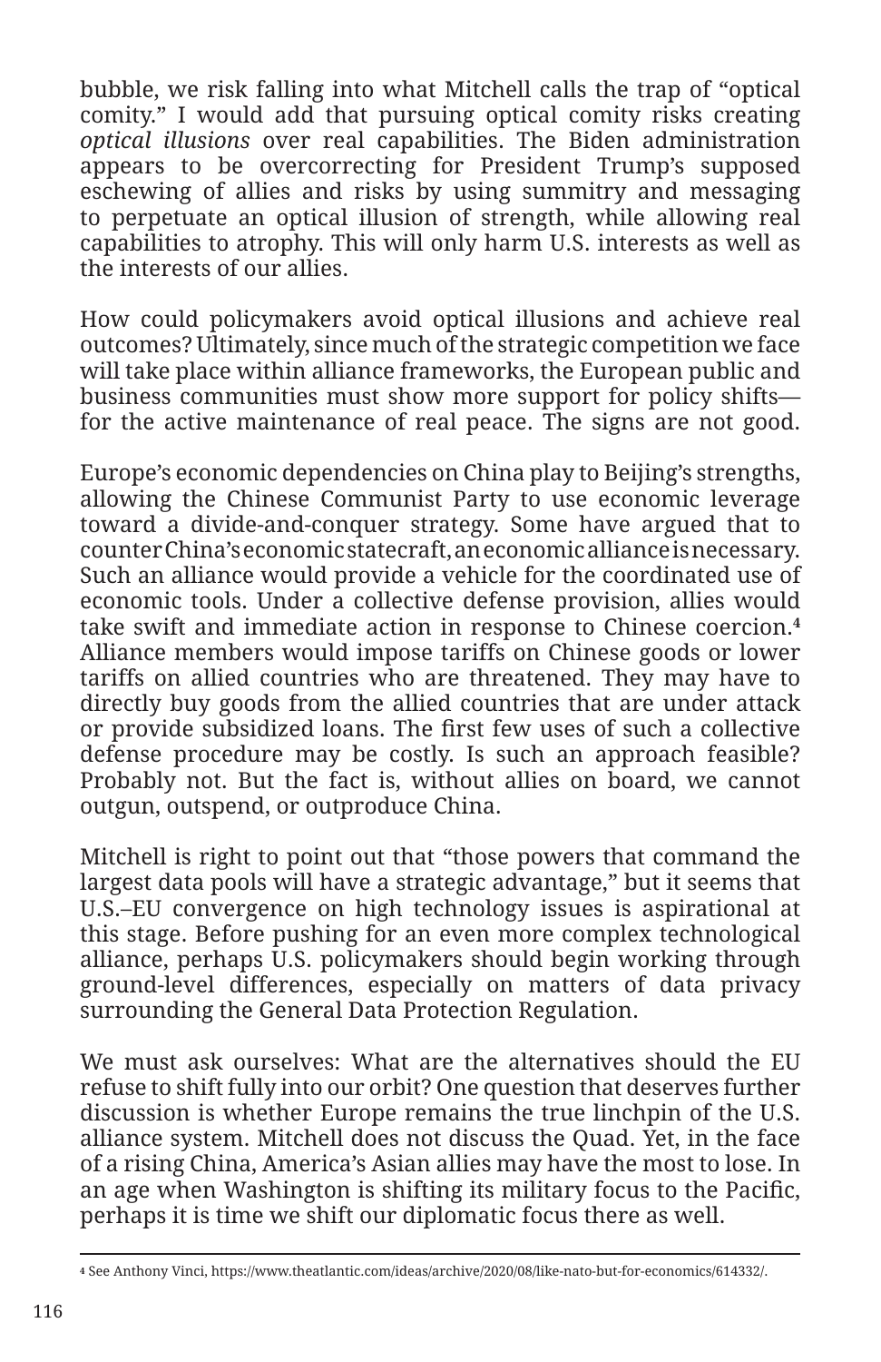bubble, we risk falling into what Mitchell calls the trap of "optical comity." I would add that pursuing optical comity risks creating *optical illusions* over real capabilities. The Biden administration appears to be overcorrecting for President Trump's supposed eschewing of allies and risks by using summitry and messaging to perpetuate an optical illusion of strength, while allowing real capabilities to atrophy. This will only harm U.S. interests as well as the interests of our allies.

How could policymakers avoid optical illusions and achieve real outcomes? Ultimately, since much of the strategic competition we face will take place within alliance frameworks, the European public and business communities must show more support for policy shifts—for the active maintenance of real peace. The signs are not good.

Europe's economic dependencies on China play to Beijing's strengths, allowing the Chinese Communist Party to use economic leverage toward a divide-and-conquer strategy. Some have argued that to counter China's economic statecraft, an economic alliance is necessary. Such an alliance would provide a vehicle for the coordinated use of economic tools. Under a collective defense provision, allies would take swift and immediate action in response to Chinese coercion.[4] Alliance members would impose tariffs on Chinese goods or lower tariffs on allied countries who are threatened. They may have to directly buy goods from the allied countries that are under attack or provide subsidized loans. The first few uses of such a collective defense procedure may be costly. Is such an approach feasible? Probably not. But the fact is, without allies on board, we cannot outgun, outspend, or outproduce China.

Mitchell is right to point out that "those powers that command the largest data pools will have a strategic advantage," but it seems that U.S.–EU convergence on high technology issues is aspirational at this stage. Before pushing for an even more complex technological alliance, perhaps U.S. policymakers should begin working through ground-level differences, especially on matters of data privacy surrounding the General Data Protection Regulation.

We must ask ourselves: What are the alternatives should the EU refuse to shift fully into our orbit? One question that deserves further discussion is whether Europe remains the true linchpin of the U.S. alliance system. Mitchell does not discuss the Quad. Yet, in the face of a rising China, America's Asian allies may have the most to lose. In an age when Washington is shifting its military focus to the Pacific, perhaps it is time we shift our diplomatic focus there as well.

---

[4] See Anthony Vinci, https://www.theatlantic.com/ideas/archive/2020/08/like-nato-but-for-economics/614332/.